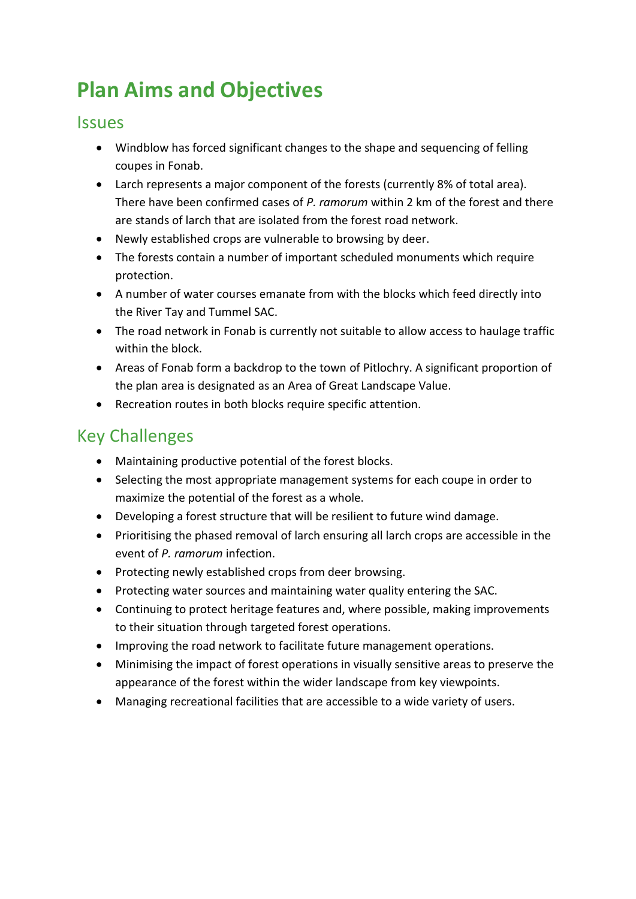# Plan Aims and Objectives

## Issues

- Windblow has forced significant changes to the shape and sequencing of felling coupes in Fonab.
- Larch represents a major component of the forests (currently 8% of total area). There have been confirmed cases of *P. ramorum* within 2 km of the forest and there are stands of larch that are isolated from the forest road network.
- Newly established crops are vulnerable to browsing by deer.
- The forests contain a number of important scheduled monuments which require protection.
- A number of water courses emanate from with the blocks which feed directly into the River Tay and Tummel SAC.
- The road network in Fonab is currently not suitable to allow access to haulage traffic within the block.
- Areas of Fonab form a backdrop to the town of Pitlochry. A significant proportion of the plan area is designated as an Area of Great Landscape Value.
- Recreation routes in both blocks require specific attention.

## Key Challenges

- Maintaining productive potential of the forest blocks.
- Selecting the most appropriate management systems for each coupe in order to maximize the potential of the forest as a whole.
- Developing a forest structure that will be resilient to future wind damage.
- Prioritising the phased removal of larch ensuring all larch crops are accessible in the event of *P. ramorum* infection.
- Protecting newly established crops from deer browsing.
- Protecting water sources and maintaining water quality entering the SAC.
- Continuing to protect heritage features and, where possible, making improvements to their situation through targeted forest operations.
- Improving the road network to facilitate future management operations.
- Minimising the impact of forest operations in visually sensitive areas to preserve the appearance of the forest within the wider landscape from key viewpoints.
- Managing recreational facilities that are accessible to a wide variety of users.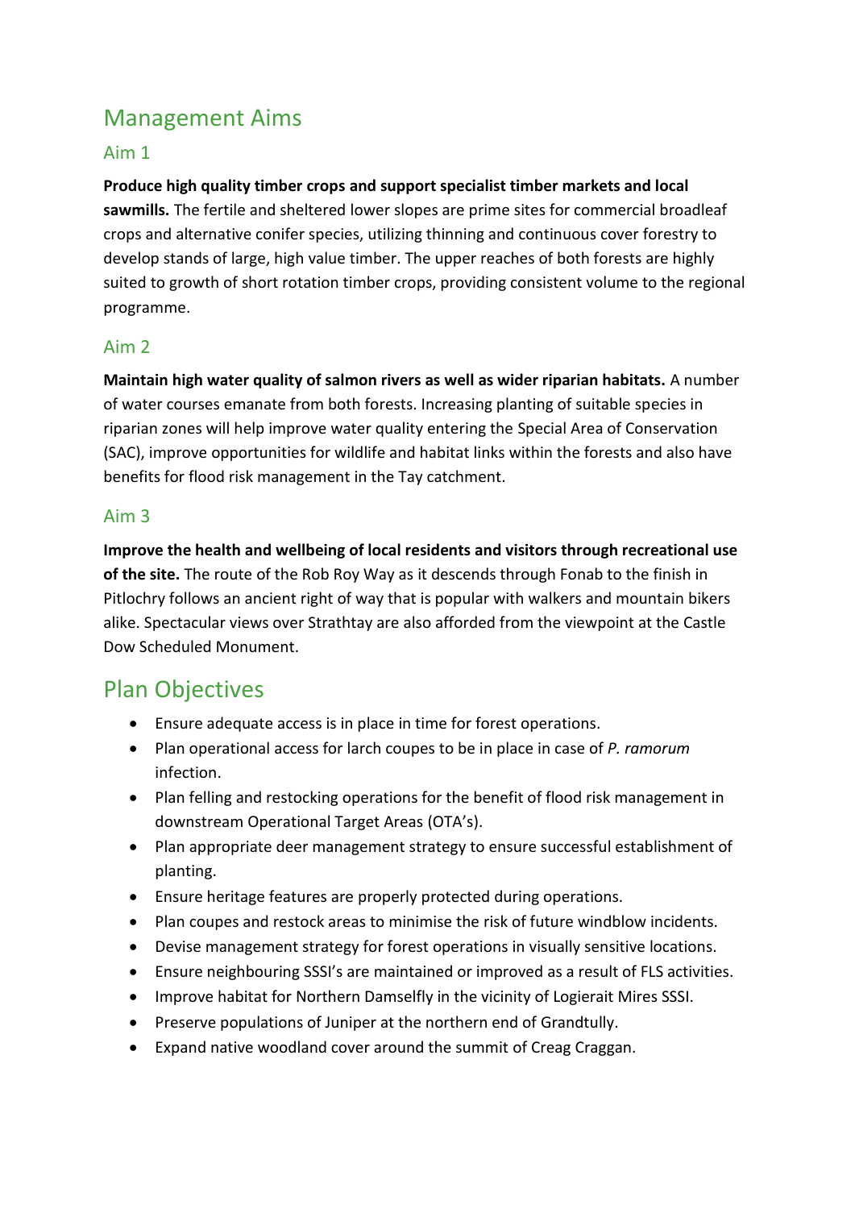# Management Aims

## Aim 1

**Produce high quality timber crops and support specialist timber markets and local sawmills.** The fertile and sheltered lower slopes are prime sites for commercial broadleaf crops and alternative conifer species, utilizing thinning and continuous cover forestry to develop stands of large, high value timber. The upper reaches of both forests are highly suited to growth of short rotation timber crops, providing consistent volume to the regional programme.

## Aim 2

**Maintain high water quality of salmon rivers as well as wider riparian habitats.** A number of water courses emanate from both forests. Increasing planting of suitable species in riparian zones will help improve water quality entering the Special Area of Conservation (SAC), improve opportunities for wildlife and habitat links within the forests and also have benefits for flood risk management in the Tay catchment.

## Aim 3

**Improve the health and wellbeing of local residents and visitors through recreational use of the site.** The route of the Rob Roy Way as it descends through Fonab to the finish in Pitlochry follows an ancient right of way that is popular with walkers and mountain bikers alike. Spectacular views over Strathtay are also afforded from the viewpoint at the Castle Dow Scheduled Monument.

# Plan Objectives

- Ensure adequate access is in place in time for forest operations.
- Plan operational access for larch coupes to be in place in case of *P. ramorum* infection.
- Plan felling and restocking operations for the benefit of flood risk management in downstream Operational Target Areas (OTA's).
- Plan appropriate deer management strategy to ensure successful establishment of planting.
- Ensure heritage features are properly protected during operations.
- Plan coupes and restock areas to minimise the risk of future windblow incidents.
- Devise management strategy for forest operations in visually sensitive locations.
- Ensure neighbouring SSSI's are maintained or improved as a result of FLS activities.
- Improve habitat for Northern Damselfly in the vicinity of Logierait Mires SSSI.
- Preserve populations of Juniper at the northern end of Grandtully.
- Expand native woodland cover around the summit of Creag Craggan.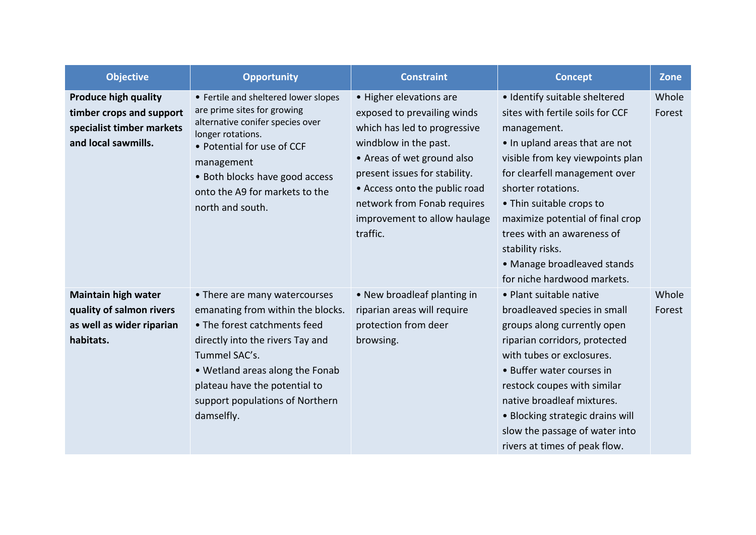| Objective | Opportunity | Constraint | Concept | Zone |
|---|---|---|---|---|
| **Produce high quality timber crops and support specialist timber markets and local sawmills.** | • Fertile and sheltered lower slopes are prime sites for growing alternative conifer species over longer rotations.<br>• Potential for use of CCF management<br>• Both blocks have good access onto the A9 for markets to the north and south. | • Higher elevations are exposed to prevailing winds which has led to progressive windblow in the past.<br>• Areas of wet ground also present issues for stability.<br>• Access onto the public road network from Fonab requires improvement to allow haulage traffic. | • Identify suitable sheltered sites with fertile soils for CCF management.<br>• In upland areas that are not visible from key viewpoints plan for clearfell management over shorter rotations.<br>• Thin suitable crops to maximize potential of final crop trees with an awareness of stability risks.<br>• Manage broadleaved stands for niche hardwood markets. | Whole Forest |
| **Maintain high water quality of salmon rivers as well as wider riparian habitats.** | • There are many watercourses emanating from within the blocks.<br>• The forest catchments feed directly into the rivers Tay and Tummel SAC's.<br>• Wetland areas along the Fonab plateau have the potential to support populations of Northern damselfly. | • New broadleaf planting in riparian areas will require protection from deer browsing. | • Plant suitable native broadleaved species in small groups along currently open riparian corridors, protected with tubes or exclosures.<br>• Buffer water courses in restock coupes with similar native broadleaf mixtures.<br>• Blocking strategic drains will slow the passage of water into rivers at times of peak flow. | Whole Forest |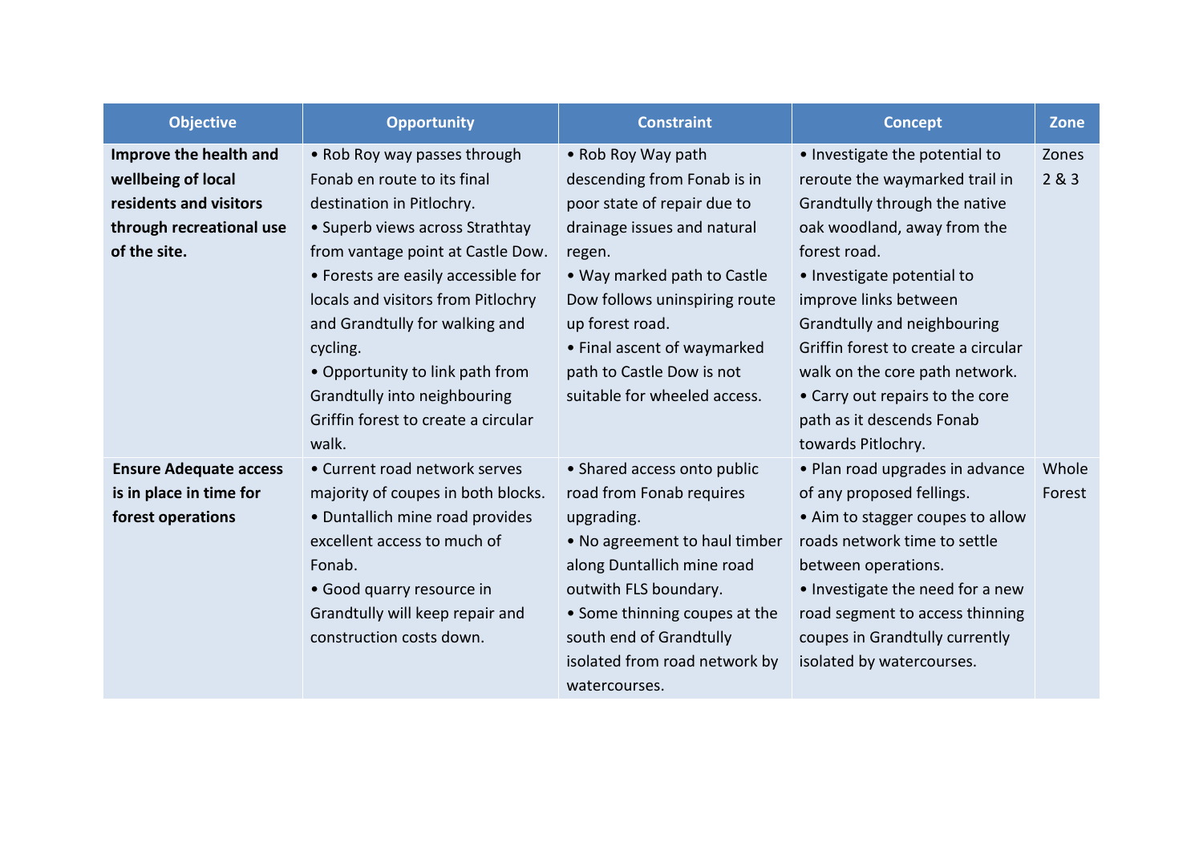| Objective | Opportunity | Constraint | Concept | Zone |
|---|---|---|---|---|
| **Improve the health and wellbeing of local residents and visitors through recreational use of the site.** | • Rob Roy way passes through Fonab en route to its final destination in Pitlochry.<br>• Superb views across Strathtay from vantage point at Castle Dow.<br>• Forests are easily accessible for locals and visitors from Pitlochry and Grandtully for walking and cycling.<br>• Opportunity to link path from Grandtully into neighbouring Griffin forest to create a circular walk. | • Rob Roy Way path descending from Fonab is in poor state of repair due to drainage issues and natural regen.<br>• Way marked path to Castle Dow follows uninspiring route up forest road.<br>• Final ascent of waymarked path to Castle Dow is not suitable for wheeled access. | • Investigate the potential to reroute the waymarked trail in Grandtully through the native oak woodland, away from the forest road.<br>• Investigate potential to improve links between Grandtully and neighbouring Griffin forest to create a circular walk on the core path network.<br>• Carry out repairs to the core path as it descends Fonab towards Pitlochry. | Zones 2 & 3 |
| **Ensure Adequate access is in place in time for forest operations** | • Current road network serves majority of coupes in both blocks.<br>• Duntallich mine road provides excellent access to much of Fonab.<br>• Good quarry resource in Grandtully will keep repair and construction costs down. | • Shared access onto public road from Fonab requires upgrading.<br>• No agreement to haul timber along Duntallich mine road outwith FLS boundary.<br>• Some thinning coupes at the south end of Grandtully isolated from road network by watercourses. | • Plan road upgrades in advance of any proposed fellings.<br>• Aim to stagger coupes to allow roads network time to settle between operations.<br>• Investigate the need for a new road segment to access thinning coupes in Grandtully currently isolated by watercourses. | Whole Forest |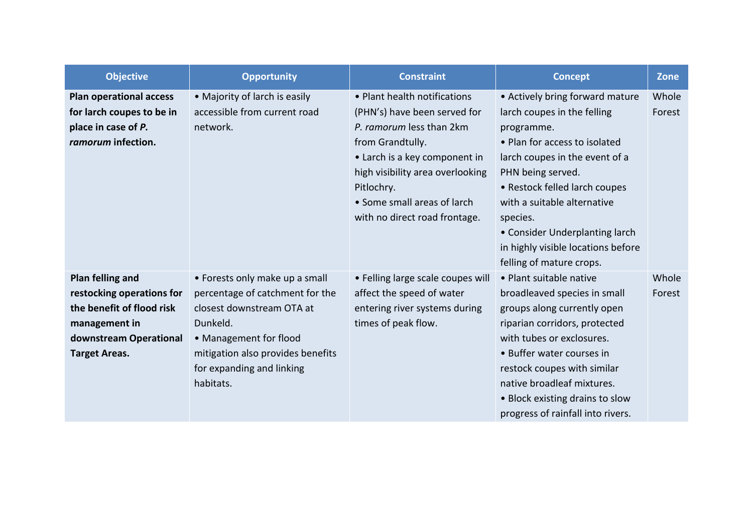| Objective | Opportunity | Constraint | Concept | Zone |
|---|---|---|---|---|
| **Plan operational access for larch coupes to be in place in case of *P. ramorum* infection.** | • Majority of larch is easily accessible from current road network. | • Plant health notifications (PHN's) have been served for *P. ramorum* less than 2km from Grandtully.<br>• Larch is a key component in high visibility area overlooking Pitlochry.<br>• Some small areas of larch with no direct road frontage. | • Actively bring forward mature larch coupes in the felling programme.<br>• Plan for access to isolated larch coupes in the event of a PHN being served.<br>• Restock felled larch coupes with a suitable alternative species.<br>• Consider Underplanting larch in highly visible locations before felling of mature crops. | Whole Forest |
| **Plan felling and restocking operations for the benefit of flood risk management in downstream Operational Target Areas.** | • Forests only make up a small percentage of catchment for the closest downstream OTA at Dunkeld.<br>• Management for flood mitigation also provides benefits for expanding and linking habitats. | • Felling large scale coupes will affect the speed of water entering river systems during times of peak flow. | • Plant suitable native broadleaved species in small groups along currently open riparian corridors, protected with tubes or exclosures.<br>• Buffer water courses in restock coupes with similar native broadleaf mixtures.<br>• Block existing drains to slow progress of rainfall into rivers. | Whole Forest |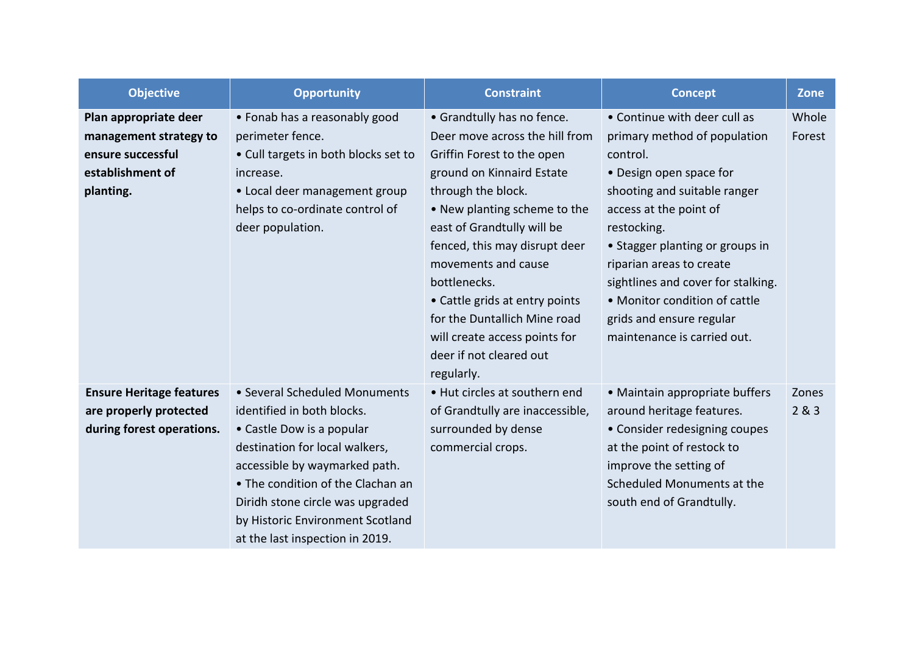| Objective | Opportunity | Constraint | Concept | Zone |
|---|---|---|---|---|
| **Plan appropriate deer management strategy to ensure successful establishment of planting.** | • Fonab has a reasonably good perimeter fence.<br>• Cull targets in both blocks set to increase.<br>• Local deer management group helps to co-ordinate control of deer population. | • Grandtully has no fence. Deer move across the hill from Griffin Forest to the open ground on Kinnaird Estate through the block.<br>• New planting scheme to the east of Grandtully will be fenced, this may disrupt deer movements and cause bottlenecks.<br>• Cattle grids at entry points for the Duntallich Mine road will create access points for deer if not cleared out regularly. | • Continue with deer cull as primary method of population control.<br>• Design open space for shooting and suitable ranger access at the point of restocking.<br>• Stagger planting or groups in riparian areas to create sightlines and cover for stalking.<br>• Monitor condition of cattle grids and ensure regular maintenance is carried out. | Whole Forest |
| **Ensure Heritage features are properly protected during forest operations.** | • Several Scheduled Monuments identified in both blocks.<br>• Castle Dow is a popular destination for local walkers, accessible by waymarked path.<br>• The condition of the Clachan an Diridh stone circle was upgraded by Historic Environment Scotland at the last inspection in 2019. | • Hut circles at southern end of Grandtully are inaccessible, surrounded by dense commercial crops. | • Maintain appropriate buffers around heritage features.<br>• Consider redesigning coupes at the point of restock to improve the setting of Scheduled Monuments at the south end of Grandtully. | Zones 2 & 3 |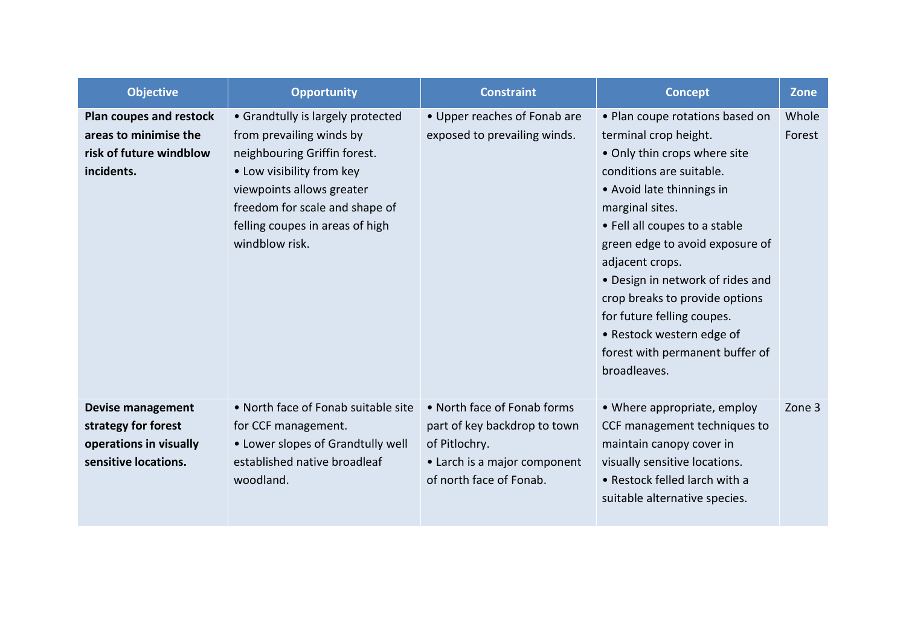| Objective | Opportunity | Constraint | Concept | Zone |
|---|---|---|---|---|
| **Plan coupes and restock areas to minimise the risk of future windblow incidents.** | • Grandtully is largely protected from prevailing winds by neighbouring Griffin forest.<br>• Low visibility from key viewpoints allows greater freedom for scale and shape of felling coupes in areas of high windblow risk. | • Upper reaches of Fonab are exposed to prevailing winds. | • Plan coupe rotations based on terminal crop height.<br>• Only thin crops where site conditions are suitable.<br>• Avoid late thinnings in marginal sites.<br>• Fell all coupes to a stable green edge to avoid exposure of adjacent crops.<br>• Design in network of rides and crop breaks to provide options for future felling coupes.<br>• Restock western edge of forest with permanent buffer of broadleaves. | Whole Forest |
| **Devise management strategy for forest operations in visually sensitive locations.** | • North face of Fonab suitable site for CCF management.<br>• Lower slopes of Grandtully well established native broadleaf woodland. | • North face of Fonab forms part of key backdrop to town of Pitlochry.<br>• Larch is a major component of north face of Fonab. | • Where appropriate, employ CCF management techniques to maintain canopy cover in visually sensitive locations.<br>• Restock felled larch with a suitable alternative species. | Zone 3 |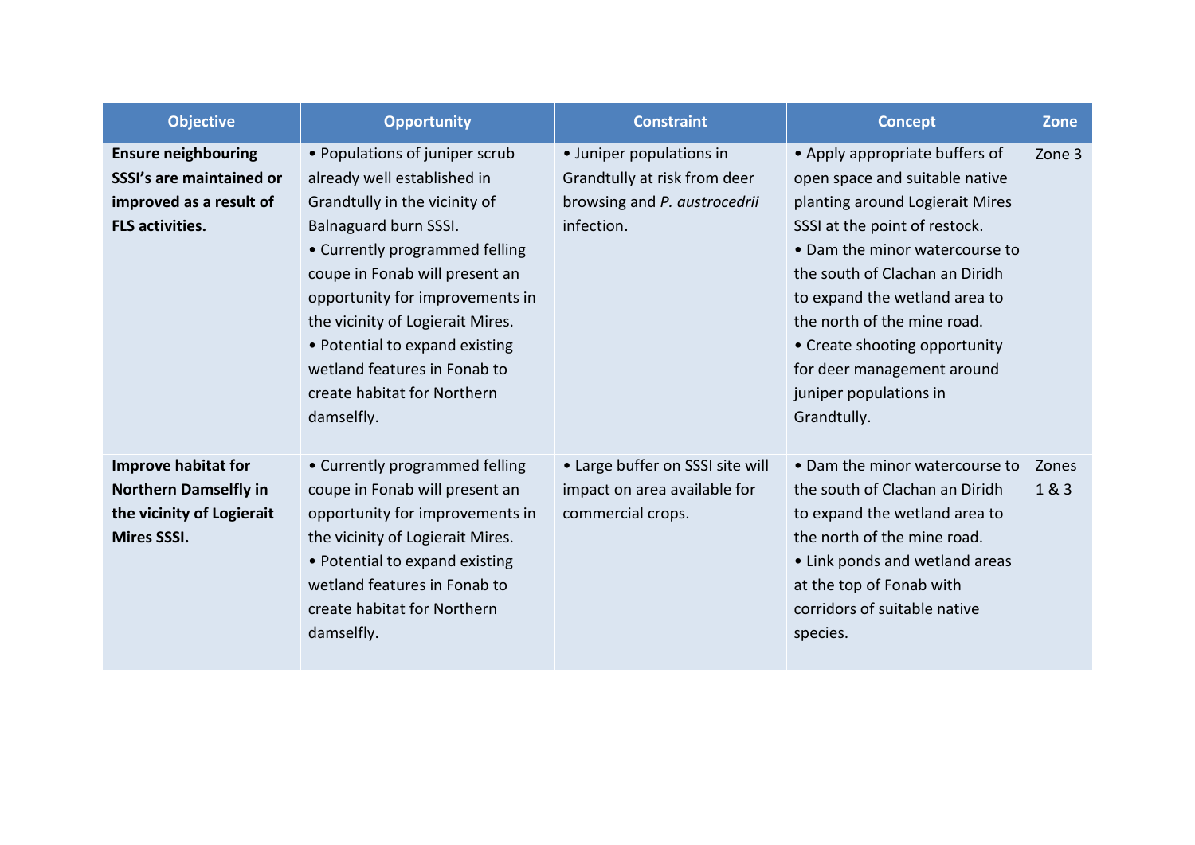| Objective | Opportunity | Constraint | Concept | Zone |
|---|---|---|---|---|
| **Ensure neighbouring SSSI's are maintained or improved as a result of FLS activities.** | • Populations of juniper scrub already well established in Grandtully in the vicinity of Balnaguard burn SSSI.<br>• Currently programmed felling coupe in Fonab will present an opportunity for improvements in the vicinity of Logierait Mires.<br>• Potential to expand existing wetland features in Fonab to create habitat for Northern damselfly. | • Juniper populations in Grandtully at risk from deer browsing and *P. austrocedrii* infection. | • Apply appropriate buffers of open space and suitable native planting around Logierait Mires SSSI at the point of restock.<br>• Dam the minor watercourse to the south of Clachan an Diridh to expand the wetland area to the north of the mine road.<br>• Create shooting opportunity for deer management around juniper populations in Grandtully. | Zone 3 |
| **Improve habitat for Northern Damselfly in the vicinity of Logierait Mires SSSI.** | • Currently programmed felling coupe in Fonab will present an opportunity for improvements in the vicinity of Logierait Mires.<br>• Potential to expand existing wetland features in Fonab to create habitat for Northern damselfly. | • Large buffer on SSSI site will impact on area available for commercial crops. | • Dam the minor watercourse to the south of Clachan an Diridh to expand the wetland area to the north of the mine road.<br>• Link ponds and wetland areas at the top of Fonab with corridors of suitable native species. | Zones 1 & 3 |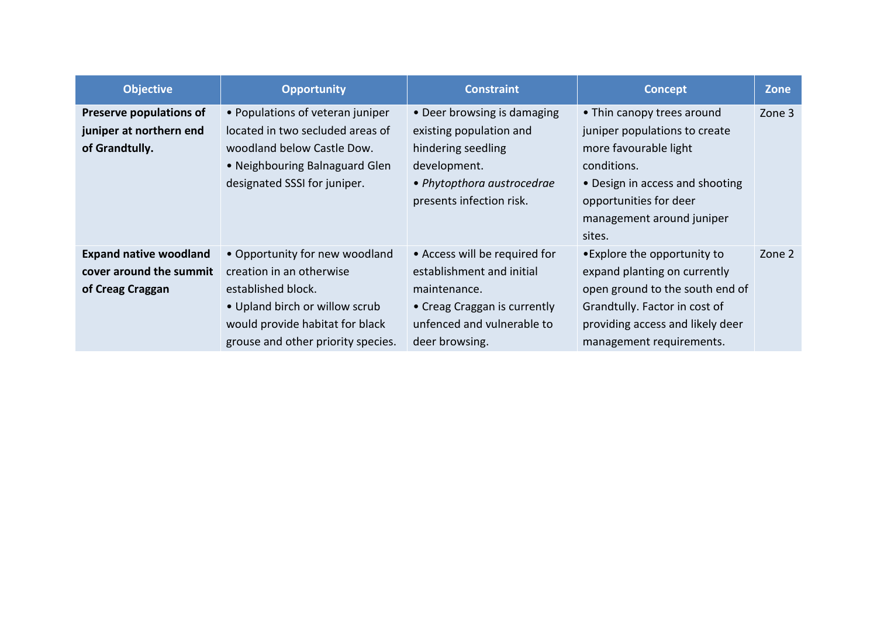| Objective | Opportunity | Constraint | Concept | Zone |
| --- | --- | --- | --- | --- |
| **Preserve populations of juniper at northern end of Grandtully.** | • Populations of veteran juniper located in two secluded areas of woodland below Castle Dow. • Neighbouring Balnaguard Glen designated SSSI for juniper. | • Deer browsing is damaging existing population and hindering seedling development. • *Phytopthora austrocedrae* presents infection risk. | • Thin canopy trees around juniper populations to create more favourable light conditions. • Design in access and shooting opportunities for deer management around juniper sites. | Zone 3 |
| **Expand native woodland cover around the summit of Creag Craggan** | • Opportunity for new woodland creation in an otherwise established block. • Upland birch or willow scrub would provide habitat for black grouse and other priority species. | • Access will be required for establishment and initial maintenance. • Creag Craggan is currently unfenced and vulnerable to deer browsing. | •Explore the opportunity to expand planting on currently open ground to the south end of Grandtully. Factor in cost of providing access and likely deer management requirements. | Zone 2 |